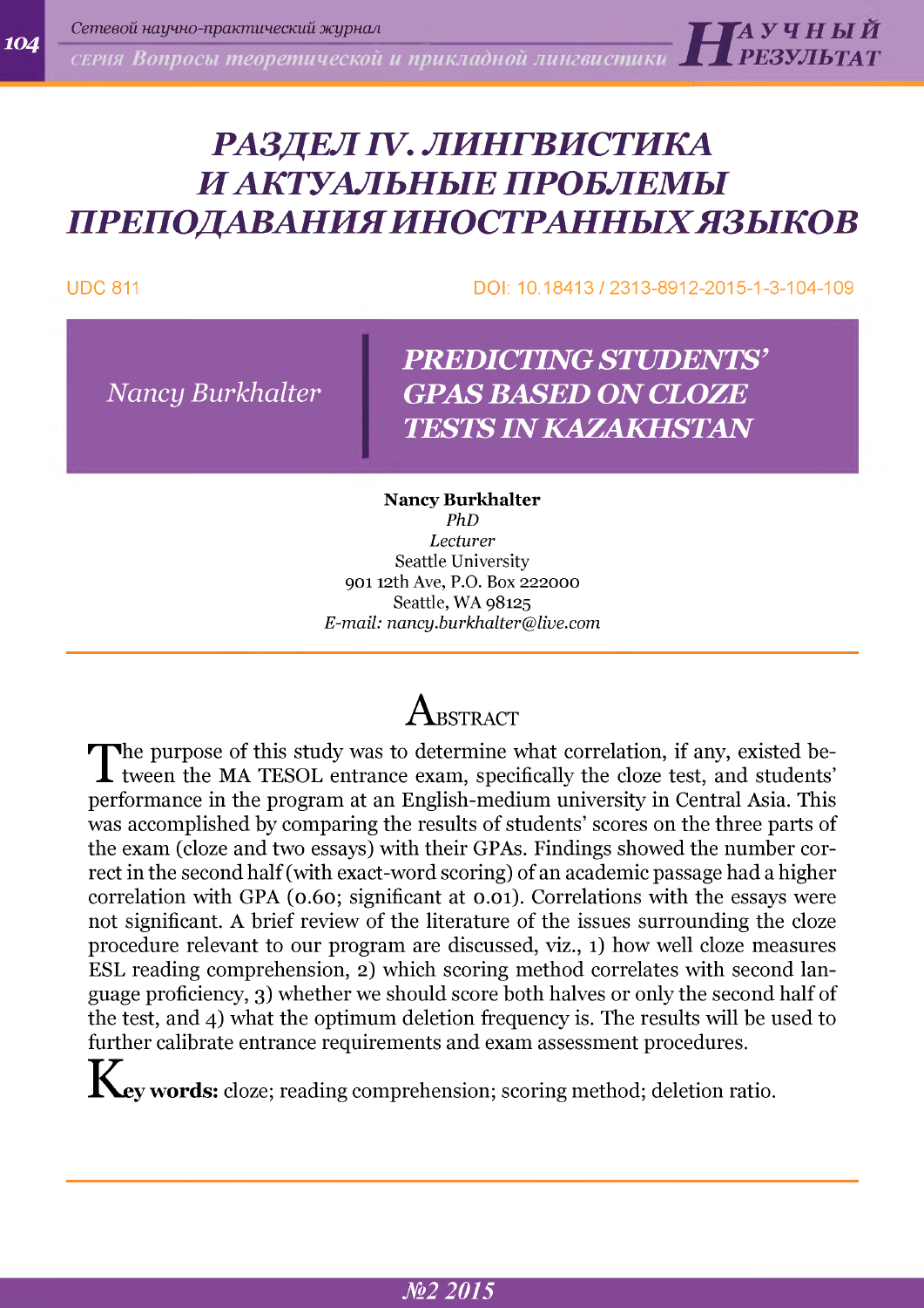# РАЗДЕЛ IV. ЛИНГВИСТИКА И АКТУАЛЬНЫЕ ПРОБЛЕМЫ ПРЕПОДАВАНИЯ ИНОСТРАННЫХ ЯЗЫКОВ

UDC 811

DOI: 10.18413 / 2313-8912-2015-1-3-104-109

*Nancy Burkhalter*

## *PREDICTING STUDENTS' GPAS BASED ON CLOZE TESTS IN KAZAKHSTAN*

**Nancy Burkhalter**
*PhD*
*Lecturer*
Seattle University
901 12th Ave, P.O. Box 222000
Seattle, WA 98125
*E-mail: nancy.burkhalter@live.com*

## Abstract

The purpose of this study was to determine what correlation, if any, existed between the MA TESOL entrance exam, specifically the cloze test, and students' performance in the program at an English-medium university in Central Asia. This was accomplished by comparing the results of students' scores on the three parts of the exam (cloze and two essays) with their GPAs. Findings showed the number correct in the second half (with exact-word scoring) of an academic passage had a higher correlation with GPA (0.60; significant at 0.01). Correlations with the essays were not significant. A brief review of the literature of the issues surrounding the cloze procedure relevant to our program are discussed, viz., 1) how well cloze measures ESL reading comprehension, 2) which scoring method correlates with second language proficiency, 3) whether we should score both halves or only the second half of the test, and 4) what the optimum deletion frequency is. The results will be used to further calibrate entrance requirements and exam assessment procedures.

**Key words:** cloze; reading comprehension; scoring method; deletion ratio.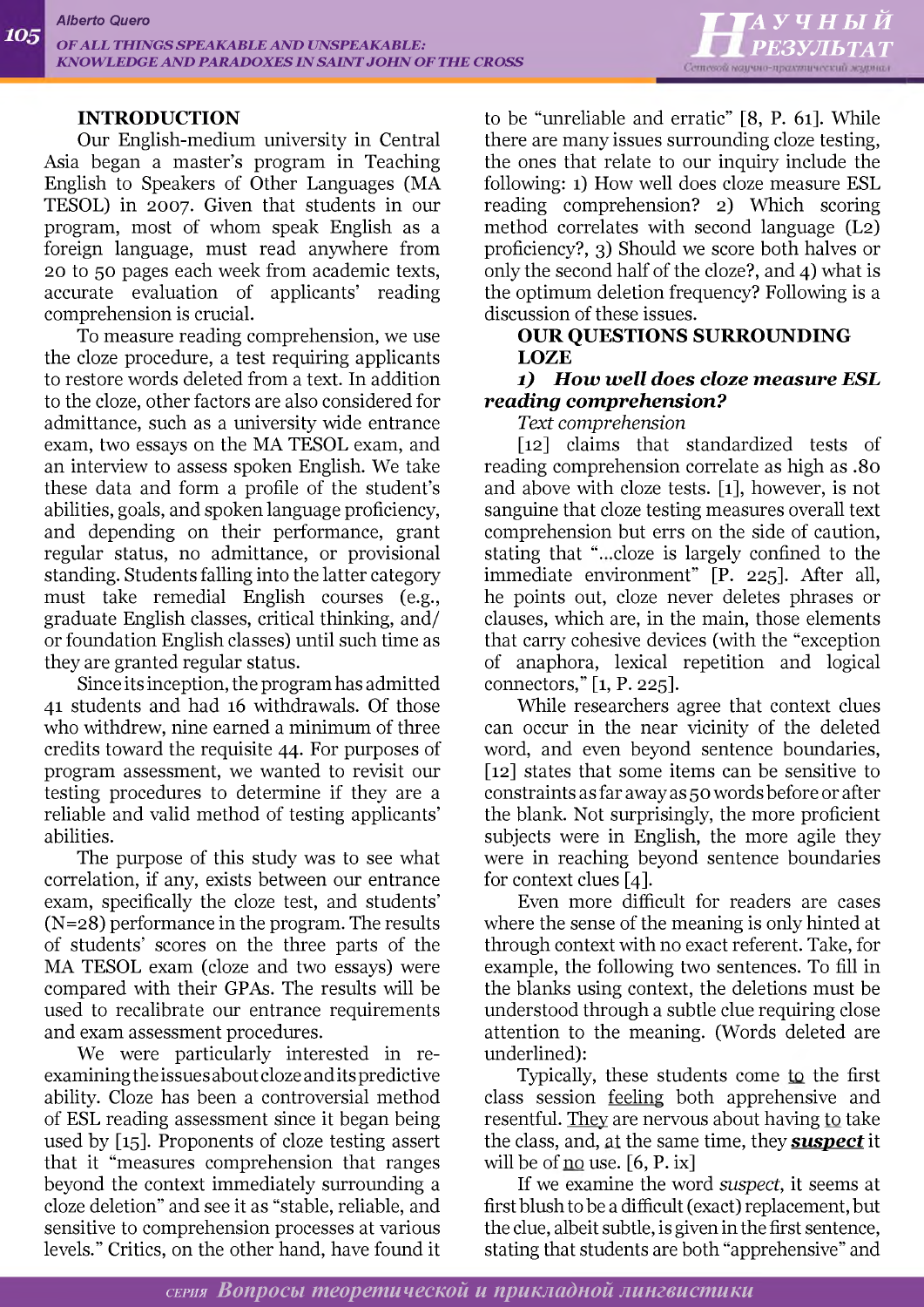## INTRODUCTION

Our English-medium university in Central Asia began a master's program in Teaching English to Speakers of Other Languages (MA TESOL) in 2007. Given that students in our program, most of whom speak English as a foreign language, must read anywhere from 20 to 50 pages each week from academic texts, accurate evaluation of applicants' reading comprehension is crucial.

To measure reading comprehension, we use the cloze procedure, a test requiring applicants to restore words deleted from a text. In addition to the cloze, other factors are also considered for admittance, such as a university wide entrance exam, two essays on the MA TESOL exam, and an interview to assess spoken English. We take these data and form a profile of the student's abilities, goals, and spoken language proficiency, and depending on their performance, grant regular status, no admittance, or provisional standing. Students falling into the latter category must take remedial English courses (e.g., graduate English classes, critical thinking, and/or foundation English classes) until such time as they are granted regular status.

Since its inception, the program has admitted 41 students and had 16 withdrawals. Of those who withdrew, nine earned a minimum of three credits toward the requisite 44. For purposes of program assessment, we wanted to revisit our testing procedures to determine if they are a reliable and valid method of testing applicants' abilities.

The purpose of this study was to see what correlation, if any, exists between our entrance exam, specifically the cloze test, and students' (N=28) performance in the program. The results of students' scores on the three parts of the MA TESOL exam (cloze and two essays) were compared with their GPAs. The results will be used to recalibrate our entrance requirements and exam assessment procedures.

We were particularly interested in re-examining the issues about cloze and its predictive ability. Cloze has been a controversial method of ESL reading assessment since it began being used by [15]. Proponents of cloze testing assert that it "measures comprehension that ranges beyond the context immediately surrounding a cloze deletion" and see it as "stable, reliable, and sensitive to comprehension processes at various levels." Critics, on the other hand, have found it to be "unreliable and erratic" [8, P. 61]. While there are many issues surrounding cloze testing, the ones that relate to our inquiry include the following: 1) How well does cloze measure ESL reading comprehension? 2) Which scoring method correlates with second language (L2) proficiency?, 3) Should we score both halves or only the second half of the cloze?, and 4) what is the optimum deletion frequency? Following is a discussion of these issues.

## OUR QUESTIONS SURROUNDING LOZE

### *1) How well does cloze measure ESL reading comprehension?*

*Text comprehension*

[12] claims that standardized tests of reading comprehension correlate as high as .80 and above with cloze tests. [1], however, is not sanguine that cloze testing measures overall text comprehension but errs on the side of caution, stating that "...cloze is largely confined to the immediate environment" [P. 225]. After all, he points out, cloze never deletes phrases or clauses, which are, in the main, those elements that carry cohesive devices (with the "exception of anaphora, lexical repetition and logical connectors," [1, P. 225].

While researchers agree that context clues can occur in the near vicinity of the deleted word, and even beyond sentence boundaries, [12] states that some items can be sensitive to constraints as far away as 50 words before or after the blank. Not surprisingly, the more proficient subjects were in English, the more agile they were in reaching beyond sentence boundaries for context clues [4].

Even more difficult for readers are cases where the sense of the meaning is only hinted at through context with no exact referent. Take, for example, the following two sentences. To fill in the blanks using context, the deletions must be understood through a subtle clue requiring close attention to the meaning. (Words deleted are underlined):

Typically, these students come <u>to</u> the first class session <u>feeling</u> both apprehensive and resentful. <u>They</u> are nervous about having <u>to</u> take the class, and, <u>at</u> the same time, they ***<u>suspect</u>*** it will be of <u>no</u> use. [6, P. ix]

If we examine the word *suspect*, it seems at first blush to be a difficult (exact) replacement, but the clue, albeit subtle, is given in the first sentence, stating that students are both "apprehensive" and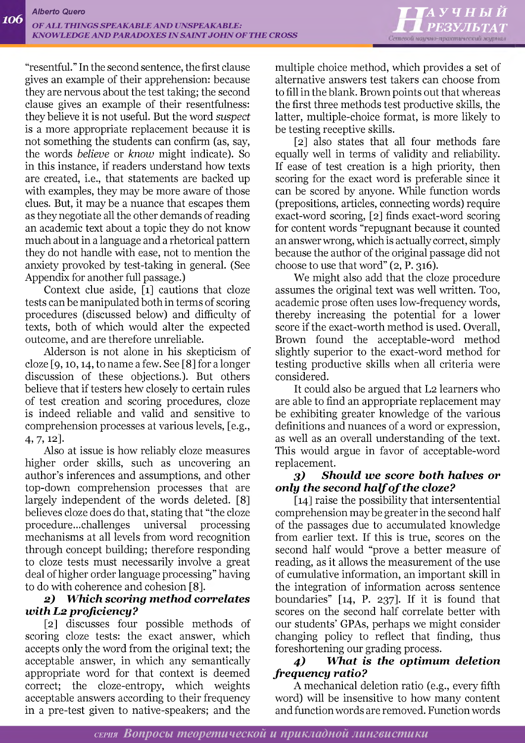"resentful." In the second sentence, the first clause gives an example of their apprehension: because they are nervous about the test taking; the second clause gives an example of their resentfulness: they believe it is not useful. But the word *suspect* is a more appropriate replacement because it is not something the students can confirm (as, say, the words *believe* or *know* might indicate). So in this instance, if readers understand how texts are created, i.e., that statements are backed up with examples, they may be more aware of those clues. But, it may be a nuance that escapes them as they negotiate all the other demands of reading an academic text about a topic they do not know much about in a language and a rhetorical pattern they do not handle with ease, not to mention the anxiety provoked by test-taking in general. (See Appendix for another full passage.)

Context clue aside, [1] cautions that cloze tests can be manipulated both in terms of scoring procedures (discussed below) and difficulty of texts, both of which would alter the expected outcome, and are therefore unreliable.

Alderson is not alone in his skepticism of cloze [9, 10, 14, to name a few. See [8] for a longer discussion of these objections.). But others believe that if testers hew closely to certain rules of test creation and scoring procedures, cloze is indeed reliable and valid and sensitive to comprehension processes at various levels, [e.g., 4, 7, 12].

Also at issue is how reliably cloze measures higher order skills, such as uncovering an author's inferences and assumptions, and other top-down comprehension processes that are largely independent of the words deleted. [8] believes cloze does do that, stating that "the cloze procedure...challenges universal processing mechanisms at all levels from word recognition through concept building; therefore responding to cloze tests must necessarily involve a great deal of higher order language processing" having to do with coherence and cohesion [8].

***2) Which scoring method correlates with L2 proficiency?***

[2] discusses four possible methods of scoring cloze tests: the exact answer, which accepts only the word from the original text; the acceptable answer, in which any semantically appropriate word for that context is deemed correct; the cloze-entropy, which weights acceptable answers according to their frequency in a pre-test given to native-speakers; and the multiple choice method, which provides a set of alternative answers test takers can choose from to fill in the blank. Brown points out that whereas the first three methods test productive skills, the latter, multiple-choice format, is more likely to be testing receptive skills.

[2] also states that all four methods fare equally well in terms of validity and reliability. If ease of test creation is a high priority, then scoring for the exact word is preferable since it can be scored by anyone. While function words (prepositions, articles, connecting words) require exact-word scoring, [2] finds exact-word scoring for content words "repugnant because it counted an answer wrong, which is actually correct, simply because the author of the original passage did not choose to use that word" (2, P. 316).

We might also add that the cloze procedure assumes the original text was well written. Too, academic prose often uses low-frequency words, thereby increasing the potential for a lower score if the exact-worth method is used. Overall, Brown found the acceptable-word method slightly superior to the exact-word method for testing productive skills when all criteria were considered.

It could also be argued that L2 learners who are able to find an appropriate replacement may be exhibiting greater knowledge of the various definitions and nuances of a word or expression, as well as an overall understanding of the text. This would argue in favor of acceptable-word replacement.

***3) Should we score both halves or only the second half of the cloze?***

[14] raise the possibility that intersentential comprehension may be greater in the second half of the passages due to accumulated knowledge from earlier text. If this is true, scores on the second half would "prove a better measure of reading, as it allows the measurement of the use of cumulative information, an important skill in the integration of information across sentence boundaries" [14, P. 237]. If it is found that scores on the second half correlate better with our students' GPAs, perhaps we might consider changing policy to reflect that finding, thus foreshortening our grading process.

***4) What is the optimum deletion frequency ratio?***

A mechanical deletion ratio (e.g., every fifth word) will be insensitive to how many content and function words are removed. Function words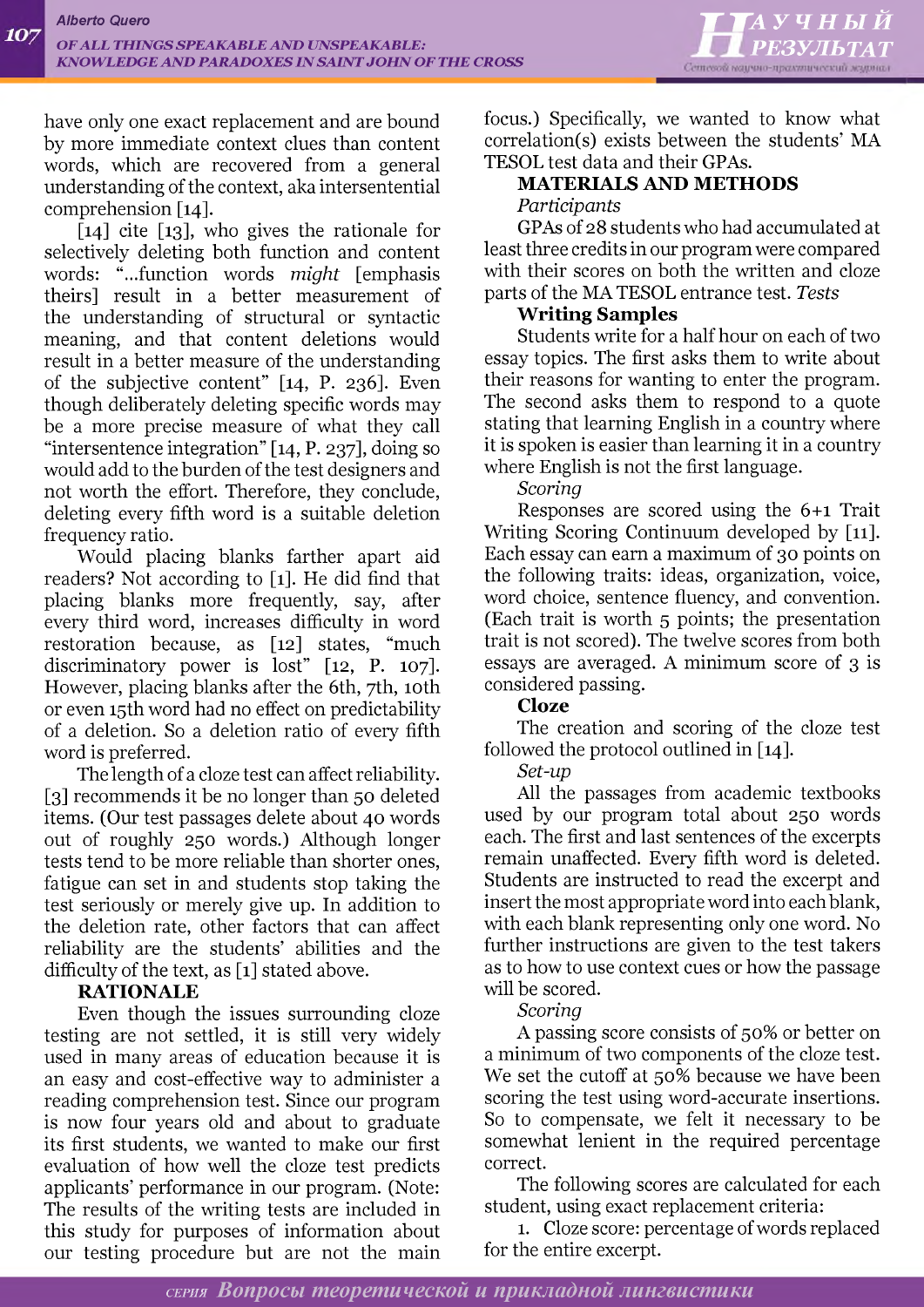have only one exact replacement and are bound by more immediate context clues than content words, which are recovered from a general understanding of the context, aka intersentential comprehension [14].

[14] cite [13], who gives the rationale for selectively deleting both function and content words: "...function words *might* [emphasis theirs] result in a better measurement of the understanding of structural or syntactic meaning, and that content deletions would result in a better measure of the understanding of the subjective content" [14, P. 236]. Even though deliberately deleting specific words may be a more precise measure of what they call "intersentence integration" [14, P. 237], doing so would add to the burden of the test designers and not worth the effort. Therefore, they conclude, deleting every fifth word is a suitable deletion frequency ratio.

Would placing blanks farther apart aid readers? Not according to [1]. He did find that placing blanks more frequently, say, after every third word, increases difficulty in word restoration because, as [12] states, "much discriminatory power is lost" [12, P. 107]. However, placing blanks after the 6th, 7th, 10th or even 15th word had no effect on predictability of a deletion. So a deletion ratio of every fifth word is preferred.

The length of a cloze test can affect reliability. [3] recommends it be no longer than 50 deleted items. (Our test passages delete about 40 words out of roughly 250 words.) Although longer tests tend to be more reliable than shorter ones, fatigue can set in and students stop taking the test seriously or merely give up. In addition to the deletion rate, other factors that can affect reliability are the students' abilities and the difficulty of the text, as [1] stated above.

**RATIONALE**

Even though the issues surrounding cloze testing are not settled, it is still very widely used in many areas of education because it is an easy and cost-effective way to administer a reading comprehension test. Since our program is now four years old and about to graduate its first students, we wanted to make our first evaluation of how well the cloze test predicts applicants' performance in our program. (Note: The results of the writing tests are included in this study for purposes of information about our testing procedure but are not the main focus.) Specifically, we wanted to know what correlation(s) exists between the students' MA TESOL test data and their GPAs.

**MATERIALS AND METHODS**

*Participants*

GPAs of 28 students who had accumulated at least three credits in our program were compared with their scores on both the written and cloze parts of the MA TESOL entrance test. *Tests*

**Writing Samples**

Students write for a half hour on each of two essay topics. The first asks them to write about their reasons for wanting to enter the program. The second asks them to respond to a quote stating that learning English in a country where it is spoken is easier than learning it in a country where English is not the first language.

*Scoring*

Responses are scored using the 6+1 Trait Writing Scoring Continuum developed by [11]. Each essay can earn a maximum of 30 points on the following traits: ideas, organization, voice, word choice, sentence fluency, and convention. (Each trait is worth 5 points; the presentation trait is not scored). The twelve scores from both essays are averaged. A minimum score of 3 is considered passing.

**Cloze**

The creation and scoring of the cloze test followed the protocol outlined in [14].

*Set-up*

All the passages from academic textbooks used by our program total about 250 words each. The first and last sentences of the excerpts remain unaffected. Every fifth word is deleted. Students are instructed to read the excerpt and insert the most appropriate word into each blank, with each blank representing only one word. No further instructions are given to the test takers as to how to use context cues or how the passage will be scored.

*Scoring*

A passing score consists of 50% or better on a minimum of two components of the cloze test. We set the cutoff at 50% because we have been scoring the test using word-accurate insertions. So to compensate, we felt it necessary to be somewhat lenient in the required percentage correct.

The following scores are calculated for each student, using exact replacement criteria:

1. Cloze score: percentage of words replaced for the entire excerpt.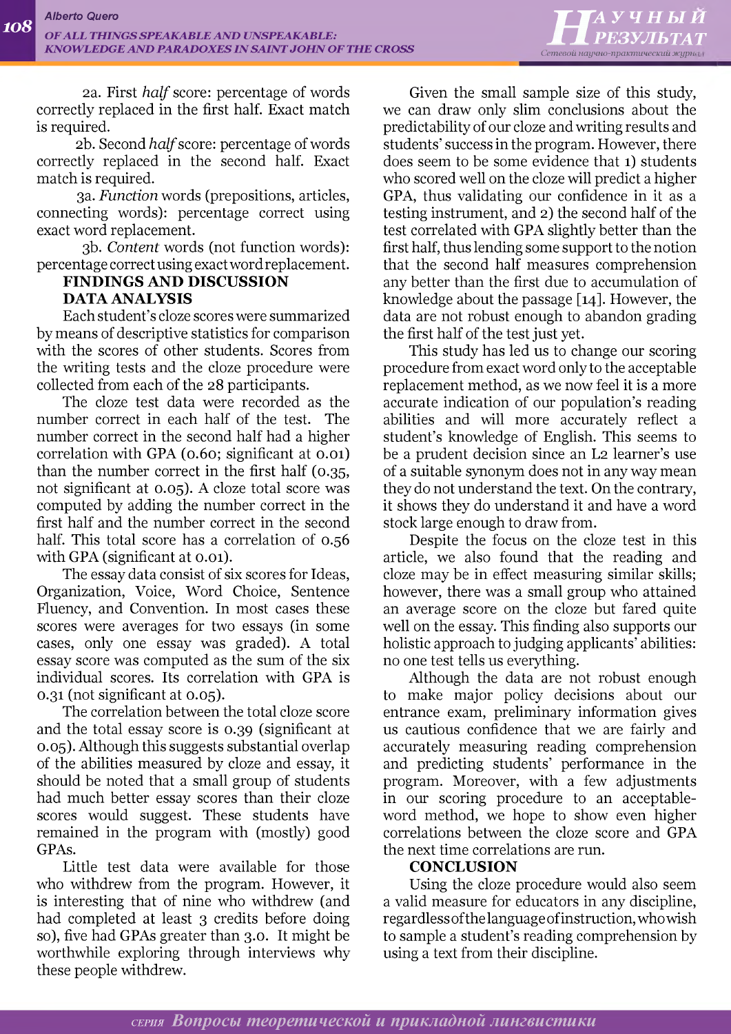2a. First *half* score: percentage of words correctly replaced in the first half. Exact match is required.

2b. Second *half* score: percentage of words correctly replaced in the second half. Exact match is required.

3a. *Function* words (prepositions, articles, connecting words): percentage correct using exact word replacement.

3b. *Content* words (not function words): percentage correct using exact word replacement.

## FINDINGS AND DISCUSSION

### DATA ANALYSIS

Each student's cloze scores were summarized by means of descriptive statistics for comparison with the scores of other students. Scores from the writing tests and the cloze procedure were collected from each of the 28 participants.

The cloze test data were recorded as the number correct in each half of the test. The number correct in the second half had a higher correlation with GPA (0.60; significant at 0.01) than the number correct in the first half (0.35, not significant at 0.05). A cloze total score was computed by adding the number correct in the first half and the number correct in the second half. This total score has a correlation of 0.56 with GPA (significant at 0.01).

The essay data consist of six scores for Ideas, Organization, Voice, Word Choice, Sentence Fluency, and Convention. In most cases these scores were averages for two essays (in some cases, only one essay was graded). A total essay score was computed as the sum of the six individual scores. Its correlation with GPA is 0.31 (not significant at 0.05).

The correlation between the total cloze score and the total essay score is 0.39 (significant at 0.05). Although this suggests substantial overlap of the abilities measured by cloze and essay, it should be noted that a small group of students had much better essay scores than their cloze scores would suggest. These students have remained in the program with (mostly) good GPAs.

Little test data were available for those who withdrew from the program. However, it is interesting that of nine who withdrew (and had completed at least 3 credits before doing so), five had GPAs greater than 3.0. It might be worthwhile exploring through interviews why these people withdrew.

Given the small sample size of this study, we can draw only slim conclusions about the predictability of our cloze and writing results and students' success in the program. However, there does seem to be some evidence that 1) students who scored well on the cloze will predict a higher GPA, thus validating our confidence in it as a testing instrument, and 2) the second half of the test correlated with GPA slightly better than the first half, thus lending some support to the notion that the second half measures comprehension any better than the first due to accumulation of knowledge about the passage [14]. However, the data are not robust enough to abandon grading the first half of the test just yet.

This study has led us to change our scoring procedure from exact word only to the acceptable replacement method, as we now feel it is a more accurate indication of our population's reading abilities and will more accurately reflect a student's knowledge of English. This seems to be a prudent decision since an L2 learner's use of a suitable synonym does not in any way mean they do not understand the text. On the contrary, it shows they do understand it and have a word stock large enough to draw from.

Despite the focus on the cloze test in this article, we also found that the reading and cloze may be in effect measuring similar skills; however, there was a small group who attained an average score on the cloze but fared quite well on the essay. This finding also supports our holistic approach to judging applicants' abilities: no one test tells us everything.

Although the data are not robust enough to make major policy decisions about our entrance exam, preliminary information gives us cautious confidence that we are fairly and accurately measuring reading comprehension and predicting students' performance in the program. Moreover, with a few adjustments in our scoring procedure to an acceptable-word method, we hope to show even higher correlations between the cloze score and GPA the next time correlations are run.

## CONCLUSION

Using the cloze procedure would also seem a valid measure for educators in any discipline, regardless of the language of instruction, who wish to sample a student's reading comprehension by using a text from their discipline.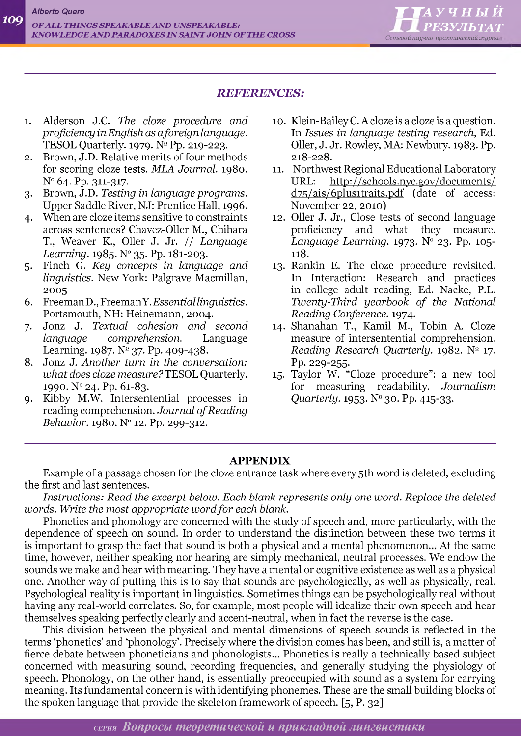## REFERENCES:

1. Alderson J.C. *The cloze procedure and proficiency in English as a foreign language.* TESOL Quarterly. 1979. № Pp. 219-223.
2. Brown, J.D. Relative merits of four methods for scoring cloze tests. *MLA Journal.* 1980. № 64. Pp. 311-317.
3. Brown, J.D. *Testing in language programs.* Upper Saddle River, NJ: Prentice Hall, 1996.
4. When are cloze items sensitive to constraints across sentences? Chavez-Oller M., Chihara T., Weaver K., Oller J. Jr. // *Language Learning.* 1985. № 35. Pp. 181-203.
5. Finch G. *Key concepts in language and linguistics.* New York: Palgrave Macmillan, 2005
6. Freeman D., Freeman Y. *Essential linguistics.* Portsmouth, NH: Heinemann, 2004.
7. Jonz J. *Textual cohesion and second language comprehension.* Language Learning. 1987. № 37. Pp. 409-438.
8. Jonz J. *Another turn in the conversation: what does cloze measure?* TESOL Quarterly. 1990. № 24. Pp. 61-83.
9. Kibby M.W. Intersentential processes in reading comprehension. *Journal of Reading Behavior.* 1980. № 12. Pp. 299-312.
10. Klein-Bailey C. A cloze is a cloze is a question. In *Issues in language testing research*, Ed. Oller, J. Jr. Rowley, MA: Newbury. 1983. Pp. 218-228.
11. Northwest Regional Educational Laboratory URL: http://schools.nyc.gov/documents/d75/ais/6plus1traits.pdf (date of access: November 22, 2010)
12. Oller J. Jr., Close tests of second language proficiency and what they measure. *Language Learning.* 1973. № 23. Pp. 105-118.
13. Rankin E. The cloze procedure revisited. In Interaction: Research and practices in college adult reading, Ed. Nacke, P.L. *Twenty-Third yearbook of the National Reading Conference.* 1974.
14. Shanahan T., Kamil M., Tobin A. Cloze measure of intersentential comprehension. *Reading Research Quarterly.* 1982. № 17. Pp. 229-255.
15. Taylor W. "Cloze procedure": a new tool for measuring readability. *Journalism Quarterly.* 1953. № 30. Pp. 415-33.

## APPENDIX

Example of a passage chosen for the cloze entrance task where every 5th word is deleted, excluding the first and last sentences.

*Instructions: Read the excerpt below. Each blank represents only one word. Replace the deleted words. Write the most appropriate word for each blank.*

Phonetics and phonology are concerned with the study of speech and, more particularly, with the dependence of speech on sound. In order to understand the distinction between these two terms it is important to grasp the fact that sound is both a physical and a mental phenomenon... At the same time, however, neither speaking nor hearing are simply mechanical, neutral processes. We endow the sounds we make and hear with meaning. They have a mental or cognitive existence as well as a physical one. Another way of putting this is to say that sounds are psychologically, as well as physically, real. Psychological reality is important in linguistics. Sometimes things can be psychologically real without having any real-world correlates. So, for example, most people will idealize their own speech and hear themselves speaking perfectly clearly and accent-neutral, when in fact the reverse is the case.

This division between the physical and mental dimensions of speech sounds is reflected in the terms 'phonetics' and 'phonology'. Precisely where the division comes has been, and still is, a matter of fierce debate between phoneticians and phonologists... Phonetics is really a technically based subject concerned with measuring sound, recording frequencies, and generally studying the physiology of speech. Phonology, on the other hand, is essentially preoccupied with sound as a system for carrying meaning. Its fundamental concern is with identifying phonemes. These are the small building blocks of the spoken language that provide the skeleton framework of speech. [5, P. 32]